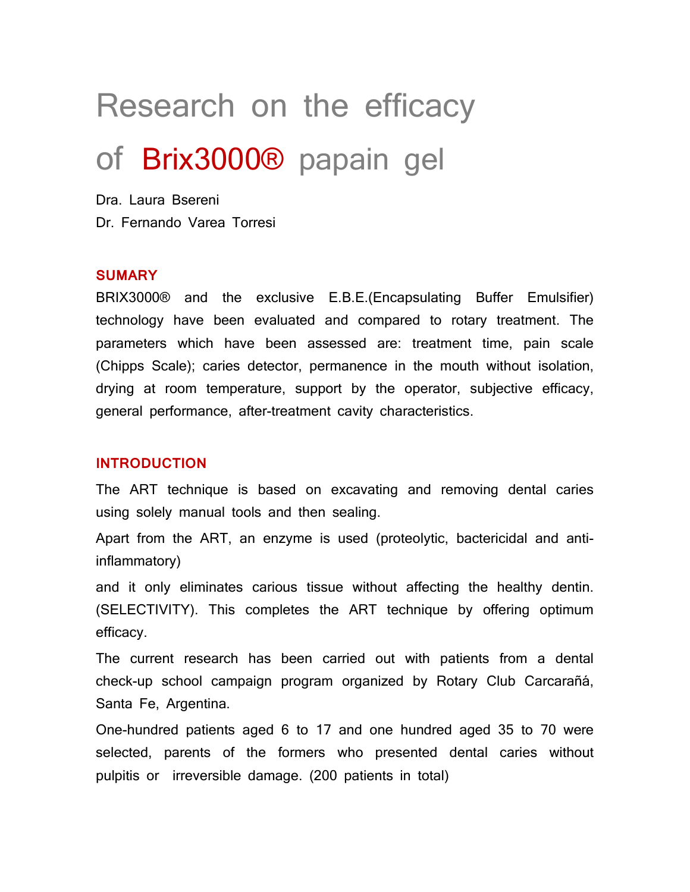# Research on the efficacy of Brix3000® papain gel

Dra. Laura Bsereni
Dr. Fernando Varea Torresi

## SUMARY

BRIX3000® and the exclusive E.B.E.(Encapsulating Buffer Emulsifier) technology have been evaluated and compared to rotary treatment. The parameters which have been assessed are: treatment time, pain scale (Chipps Scale); caries detector, permanence in the mouth without isolation, drying at room temperature, support by the operator, subjective efficacy, general performance, after-treatment cavity characteristics.

## INTRODUCTION

The ART technique is based on excavating and removing dental caries using solely manual tools and then sealing.

Apart from the ART, an enzyme is used (proteolytic, bactericidal and anti-inflammatory)

and it only eliminates carious tissue without affecting the healthy dentin. (SELECTIVITY). This completes the ART technique by offering optimum efficacy.

The current research has been carried out with patients from a dental check-up school campaign program organized by Rotary Club Carcarañá, Santa Fe, Argentina.

One-hundred patients aged 6 to 17 and one hundred aged 35 to 70 were selected, parents of the formers who presented dental caries without pulpitis or irreversible damage. (200 patients in total)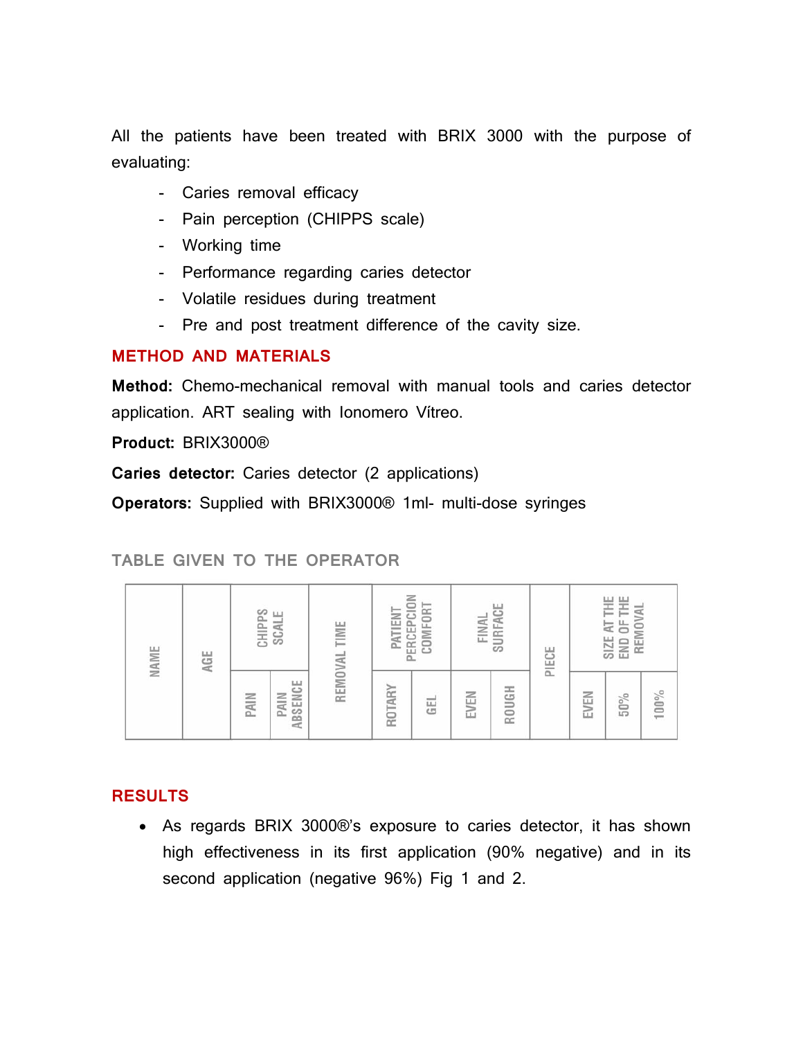All the patients have been treated with BRIX 3000 with the purpose of evaluating:

- Caries removal efficacy
- Pain perception (CHIPPS scale)
- Working time
- Performance regarding caries detector
- Volatile residues during treatment
- Pre and post treatment difference of the cavity size.

## METHOD AND MATERIALS

**Method:** Chemo-mechanical removal with manual tools and caries detector application. ART sealing with Ionomero Vítreo.

**Product:** BRIX3000®

**Caries detector:** Caries detector (2 applications)

**Operators:** Supplied with BRIX3000® 1ml- multi-dose syringes

### TABLE GIVEN TO THE OPERATOR

| NAME | AGE | CHIPPS SCALE | | REMOVAL TIME | PATIENT PERCEPCION COMFORT | | FINAL SURFACE | | PIECE | SIZE AT THE END OF THE REMOVAL | | |
|---|---|---|---|---|---|---|---|---|---|---|---|---|
| | | PAIN | PAIN ABSENCE | | ROTARY | GEL | EVEN | ROUGH | | EVEN | 50% | 100% |

## RESULTS

- As regards BRIX 3000®'s exposure to caries detector, it has shown high effectiveness in its first application (90% negative) and in its second application (negative 96%) Fig 1 and 2.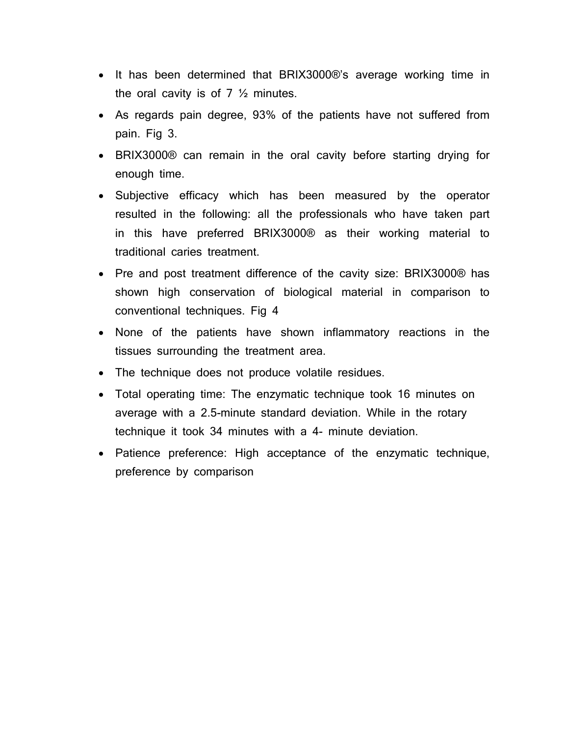- It has been determined that BRIX3000®'s average working time in the oral cavity is of 7 ½ minutes.
- As regards pain degree, 93% of the patients have not suffered from pain. Fig 3.
- BRIX3000® can remain in the oral cavity before starting drying for enough time.
- Subjective efficacy which has been measured by the operator resulted in the following: all the professionals who have taken part in this have preferred BRIX3000® as their working material to traditional caries treatment.
- Pre and post treatment difference of the cavity size: BRIX3000® has shown high conservation of biological material in comparison to conventional techniques. Fig 4
- None of the patients have shown inflammatory reactions in the tissues surrounding the treatment area.
- The technique does not produce volatile residues.
- Total operating time: The enzymatic technique took 16 minutes on average with a 2.5-minute standard deviation. While in the rotary technique it took 34 minutes with a 4- minute deviation.
- Patience preference: High acceptance of the enzymatic technique, preference by comparison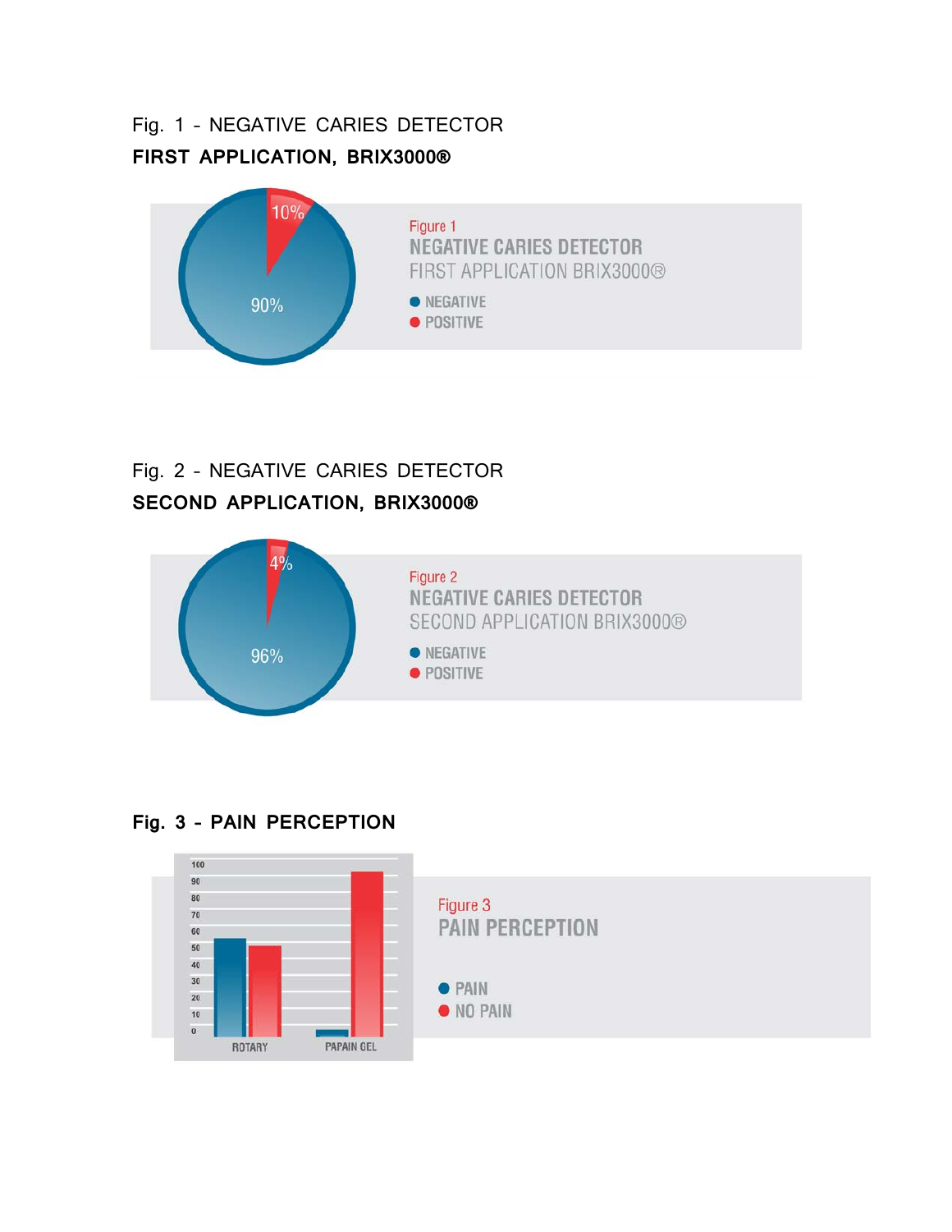Fig. 1 - NEGATIVE CARIES DETECTOR

**FIRST APPLICATION, BRIX3000®**

Figure 1

NEGATIVE CARIES DETECTOR

FIRST APPLICATION BRIX3000®

- NEGATIVE: 90%
- POSITIVE: 10%

Fig. 2 - NEGATIVE CARIES DETECTOR

**SECOND APPLICATION, BRIX3000®**

Figure 2

NEGATIVE CARIES DETECTOR

SECOND APPLICATION BRIX3000®

- NEGATIVE: 96%
- POSITIVE: 4%

**Fig. 3 - PAIN PERCEPTION**

Figure 3

PAIN PERCEPTION

- PAIN
- NO PAIN

ROTARY — PAPAIN GEL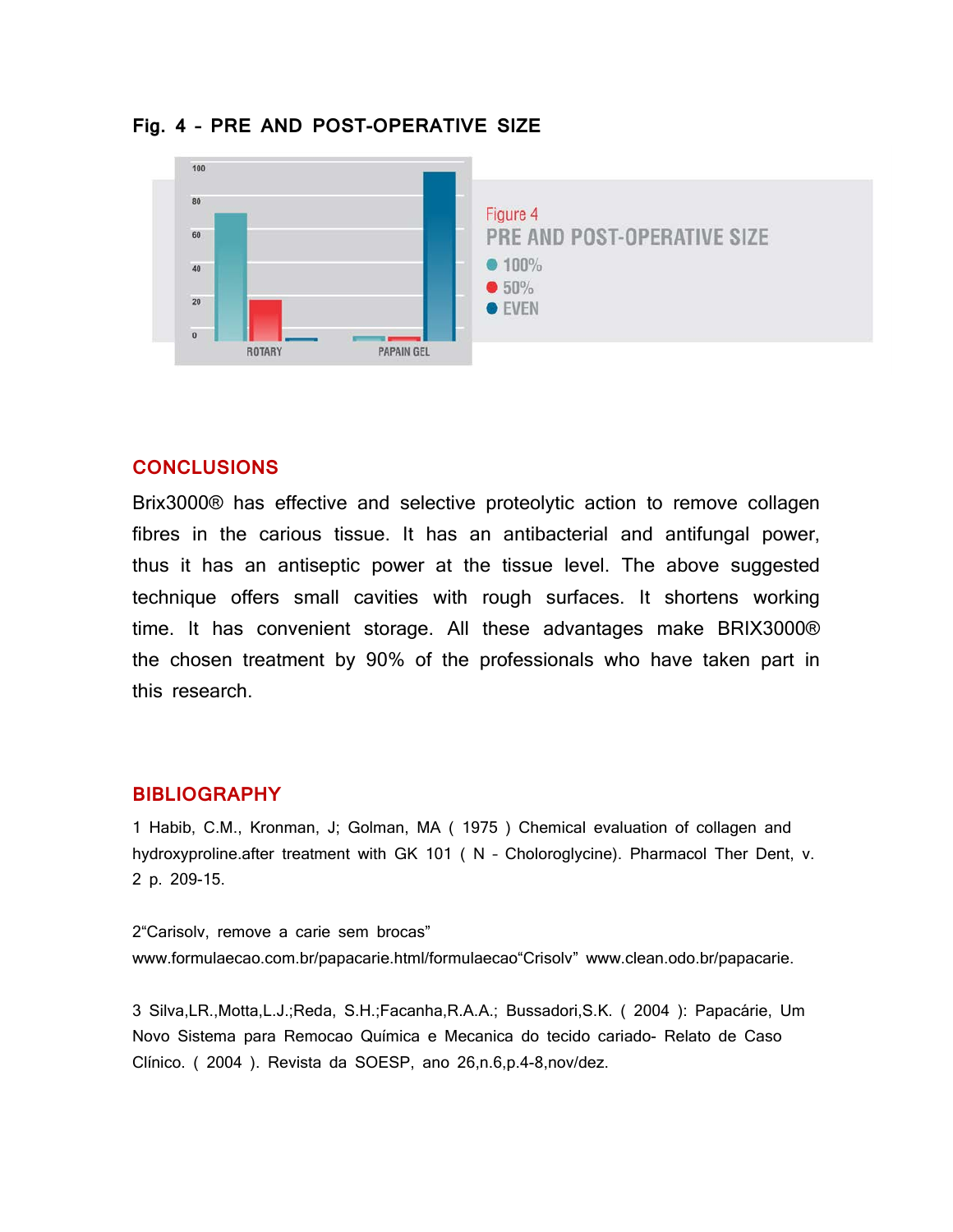**Fig. 4 - PRE AND POST-OPERATIVE SIZE**

Figure 4
PRE AND POST-OPERATIVE SIZE
- 100%
- 50%
- EVEN

ROTARY PAPAIN GEL

## CONCLUSIONS

Brix3000® has effective and selective proteolytic action to remove collagen fibres in the carious tissue. It has an antibacterial and antifungal power, thus it has an antiseptic power at the tissue level. The above suggested technique offers small cavities with rough surfaces. It shortens working time. It has convenient storage. All these advantages make BRIX3000® the chosen treatment by 90% of the professionals who have taken part in this research.

## BIBLIOGRAPHY

1 Habib, C.M., Kronman, J; Golman, MA ( 1975 ) Chemical evaluation of collagen and hydroxyproline.after treatment with GK 101 ( N - Choloroglycine). Pharmacol Ther Dent, v. 2 p. 209-15.

2"Carisolv, remove a carie sem brocas" www.formulaecao.com.br/papacarie.html/formulaecao"Crisolv" www.clean.odo.br/papacarie.

3 Silva,LR.,Motta,L.J.;Reda, S.H.;Facanha,R.A.A.; Bussadori,S.K. ( 2004 ): Papacárie, Um Novo Sistema para Remocao Química e Mecanica do tecido cariado- Relato de Caso Clínico. ( 2004 ). Revista da SOESP, ano 26,n.6,p.4-8,nov/dez.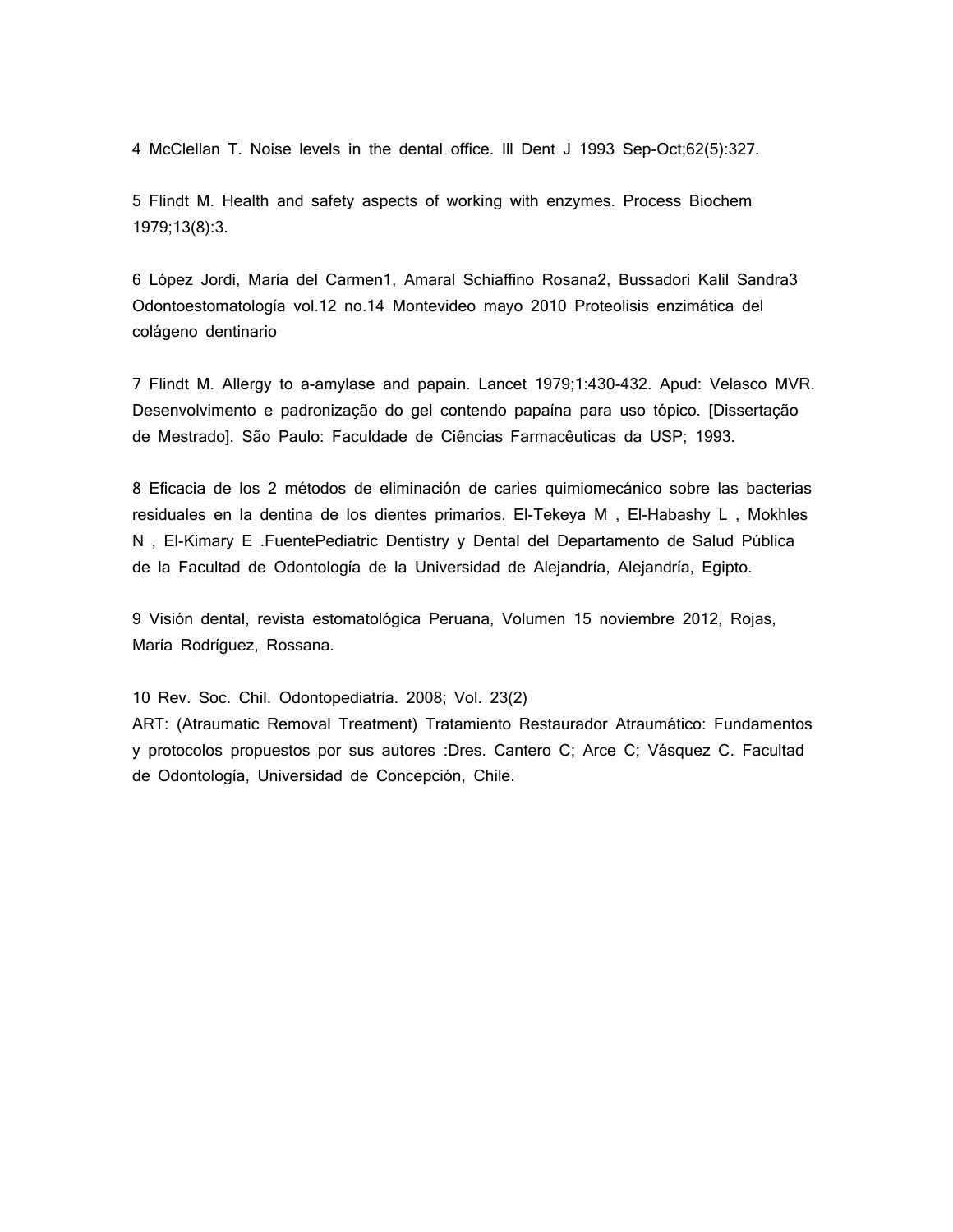4 McClellan T. Noise levels in the dental office. Ill Dent J 1993 Sep-Oct;62(5):327.

5 Flindt M. Health and safety aspects of working with enzymes. Process Biochem 1979;13(8):3.

6 López Jordi, María del Carmen1, Amaral Schiaffino Rosana2, Bussadori Kalil Sandra3 Odontoestomatología vol.12 no.14 Montevideo mayo 2010 Proteolisis enzimática del colágeno dentinario

7 Flindt M. Allergy to a-amylase and papain. Lancet 1979;1:430-432. Apud: Velasco MVR. Desenvolvimento e padronização do gel contendo papaína para uso tópico. [Dissertação de Mestrado]. São Paulo: Faculdade de Ciências Farmacêuticas da USP; 1993.

8 Eficacia de los 2 métodos de eliminación de caries quimiomecánico sobre las bacterias residuales en la dentina de los dientes primarios. El-Tekeya M , El-Habashy L , Mokhles N , El-Kimary E .FuentePediatric Dentistry y Dental del Departamento de Salud Pública de la Facultad de Odontología de la Universidad de Alejandría, Alejandría, Egipto.

9 Visión dental, revista estomatológica Peruana, Volumen 15 noviembre 2012, Rojas, María Rodríguez, Rossana.

10 Rev. Soc. Chil. Odontopediatría. 2008; Vol. 23(2)
ART: (Atraumatic Removal Treatment) Tratamiento Restaurador Atraumático: Fundamentos y protocolos propuestos por sus autores :Dres. Cantero C; Arce C; Vásquez C. Facultad de Odontología, Universidad de Concepción, Chile.